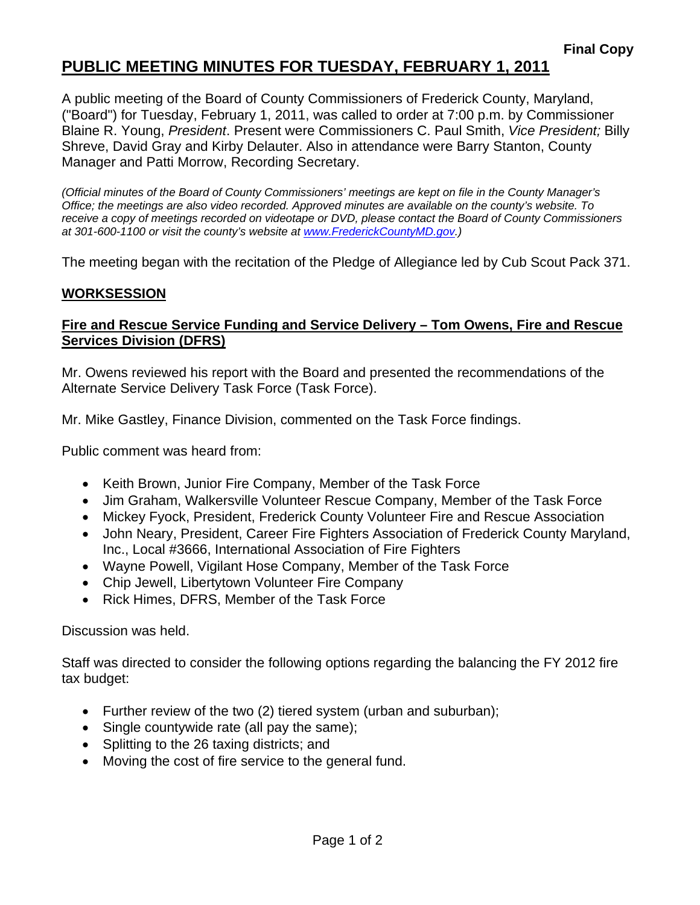**Final Copy**

# PUBLIC MEETING MINUTES FOR TUESDAY, FEBRUARY 1, 2011

A public meeting of the Board of County Commissioners of Frederick County, Maryland, ("Board") for Tuesday, February 1, 2011, was called to order at 7:00 p.m. by Commissioner Blaine R. Young, *President*. Present were Commissioners C. Paul Smith, *Vice President;* Billy Shreve, David Gray and Kirby Delauter. Also in attendance were Barry Stanton, County Manager and Patti Morrow, Recording Secretary.

*(Official minutes of the Board of County Commissioners' meetings are kept on file in the County Manager's Office; the meetings are also video recorded. Approved minutes are available on the county's website. To receive a copy of meetings recorded on videotape or DVD, please contact the Board of County Commissioners at 301-600-1100 or visit the county's website at [www.FrederickCountyMD.gov](http://www.FrederickCountyMD.gov).)*

The meeting began with the recitation of the Pledge of Allegiance led by Cub Scout Pack 371.

## WORKSESSION

### Fire and Rescue Service Funding and Service Delivery – Tom Owens, Fire and Rescue Services Division (DFRS)

Mr. Owens reviewed his report with the Board and presented the recommendations of the Alternate Service Delivery Task Force (Task Force).

Mr. Mike Gastley, Finance Division, commented on the Task Force findings.

Public comment was heard from:

- Keith Brown, Junior Fire Company, Member of the Task Force
- Jim Graham, Walkersville Volunteer Rescue Company, Member of the Task Force
- Mickey Fyock, President, Frederick County Volunteer Fire and Rescue Association
- John Neary, President, Career Fire Fighters Association of Frederick County Maryland, Inc., Local #3666, International Association of Fire Fighters
- Wayne Powell, Vigilant Hose Company, Member of the Task Force
- Chip Jewell, Libertytown Volunteer Fire Company
- Rick Himes, DFRS, Member of the Task Force

Discussion was held.

Staff was directed to consider the following options regarding the balancing the FY 2012 fire tax budget:

- Further review of the two (2) tiered system (urban and suburban);
- Single countywide rate (all pay the same);
- Splitting to the 26 taxing districts; and
- Moving the cost of fire service to the general fund.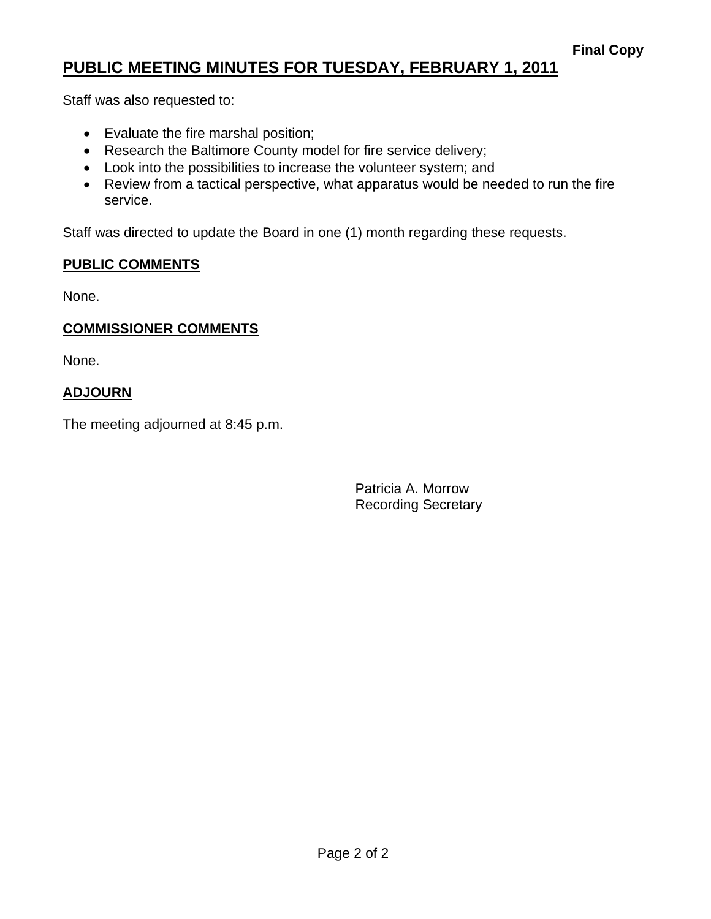Staff was also requested to:

- Evaluate the fire marshal position;
- Research the Baltimore County model for fire service delivery;
- Look into the possibilities to increase the volunteer system; and
- Review from a tactical perspective, what apparatus would be needed to run the fire service.

Staff was directed to update the Board in one (1) month regarding these requests.

## PUBLIC COMMENTS

None.

## COMMISSIONER COMMENTS

None.

## ADJOURN

The meeting adjourned at 8:45 p.m.

Patricia A. Morrow
Recording Secretary